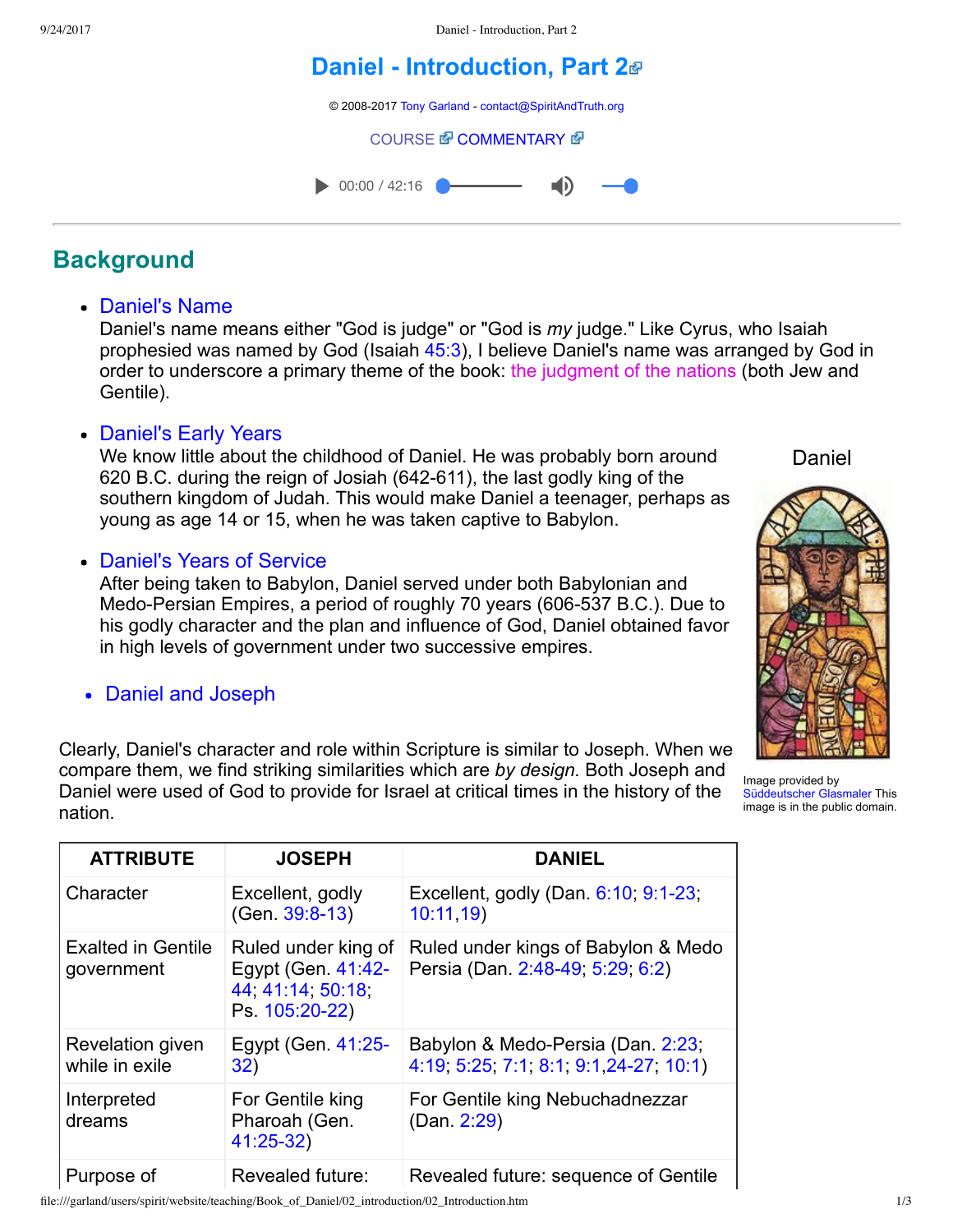# Daniel - Introduction, Part 2

© 2008-2017 Tony Garland - contact@SpiritAndTruth.org

COURSE COMMENTARY

00:00 / 42:16

## Background

- **Daniel's Name**
  Daniel's name means either "God is judge" or "God is *my* judge." Like Cyrus, who Isaiah prophesied was named by God (Isaiah 45:3), I believe Daniel's name was arranged by God in order to underscore a primary theme of the book: the judgment of the nations (both Jew and Gentile).

- **Daniel's Early Years**
  We know little about the childhood of Daniel. He was probably born around 620 B.C. during the reign of Josiah (642-611), the last godly king of the southern kingdom of Judah. This would make Daniel a teenager, perhaps as young as age 14 or 15, when he was taken captive to Babylon.

- **Daniel's Years of Service**
  After being taken to Babylon, Daniel served under both Babylonian and Medo-Persian Empires, a period of roughly 70 years (606-537 B.C.). Due to his godly character and the plan and influence of God, Daniel obtained favor in high levels of government under two successive empires.

- **Daniel and Joseph**

Daniel

Image provided by Süddeutscher Glasmaler This image is in the public domain.

Clearly, Daniel's character and role within Scripture is similar to Joseph. When we compare them, we find striking similarities which are *by design.* Both Joseph and Daniel were used of God to provide for Israel at critical times in the history of the nation.

| ATTRIBUTE | JOSEPH | DANIEL |
|---|---|---|
| Character | Excellent, godly (Gen. 39:8-13) | Excellent, godly (Dan. 6:10; 9:1-23; 10:11,19) |
| Exalted in Gentile government | Ruled under king of Egypt (Gen. 41:42-44; 41:14; 50:18; Ps. 105:20-22) | Ruled under kings of Babylon & Medo Persia (Dan. 2:48-49; 5:29; 6:2) |
| Revelation given while in exile | Egypt (Gen. 41:25-32) | Babylon & Medo-Persia (Dan. 2:23; 4:19; 5:25; 7:1; 8:1; 9:1,24-27; 10:1) |
| Interpreted dreams | For Gentile king Pharoah (Gen. 41:25-32) | For Gentile king Nebuchadnezzar (Dan. 2:29) |
| Purpose of | Revealed future: | Revealed future: sequence of Gentile |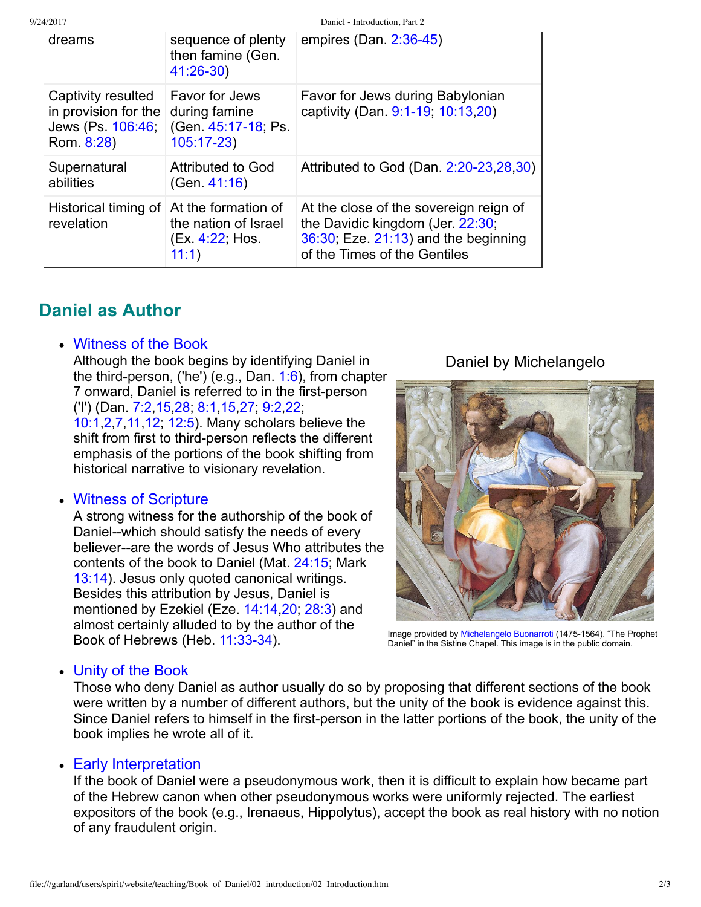| | | |
|---|---|---|
| dreams | sequence of plenty then famine (Gen. 41:26-30) | empires (Dan. 2:36-45) |
| Captivity resulted in provision for the Jews (Ps. 106:46; Rom. 8:28) | Favor for Jews during famine (Gen. 45:17-18; Ps. 105:17-23) | Favor for Jews during Babylonian captivity (Dan. 9:1-19; 10:13,20) |
| Supernatural abilities | Attributed to God (Gen. 41:16) | Attributed to God (Dan. 2:20-23,28,30) |
| Historical timing of revelation | At the formation of the nation of Israel (Ex. 4:22; Hos. 11:1) | At the close of the sovereign reign of the Davidic kingdom (Jer. 22:30; 36:30; Eze. 21:13) and the beginning of the Times of the Gentiles |

## Daniel as Author

- **Witness of the Book**
  Although the book begins by identifying Daniel in the third-person, ('he') (e.g., Dan. 1:6), from chapter 7 onward, Daniel is referred to in the first-person ('I') (Dan. 7:2,15,28; 8:1,15,27; 9:2,22; 10:1,2,7,11,12; 12:5). Many scholars believe the shift from first to third-person reflects the different emphasis of the portions of the book shifting from historical narrative to visionary revelation.

- **Witness of Scripture**
  A strong witness for the authorship of the book of Daniel--which should satisfy the needs of every believer--are the words of Jesus Who attributes the contents of the book to Daniel (Mat. 24:15; Mark 13:14). Jesus only quoted canonical writings. Besides this attribution by Jesus, Daniel is mentioned by Ezekiel (Eze. 14:14,20; 28:3) and almost certainly alluded to by the author of the Book of Hebrews (Heb. 11:33-34).

Daniel by Michelangelo

Image provided by Michelangelo Buonarroti (1475-1564). "The Prophet Daniel" in the Sistine Chapel. This image is in the public domain.

- **Unity of the Book**
  Those who deny Daniel as author usually do so by proposing that different sections of the book were written by a number of different authors, but the unity of the book is evidence against this. Since Daniel refers to himself in the first-person in the latter portions of the book, the unity of the book implies he wrote all of it.

- **Early Interpretation**
  If the book of Daniel were a pseudonymous work, then it is difficult to explain how became part of the Hebrew canon when other pseudonymous works were uniformly rejected. The earliest expositors of the book (e.g., Irenaeus, Hippolytus), accept the book as real history with no notion of any fraudulent origin.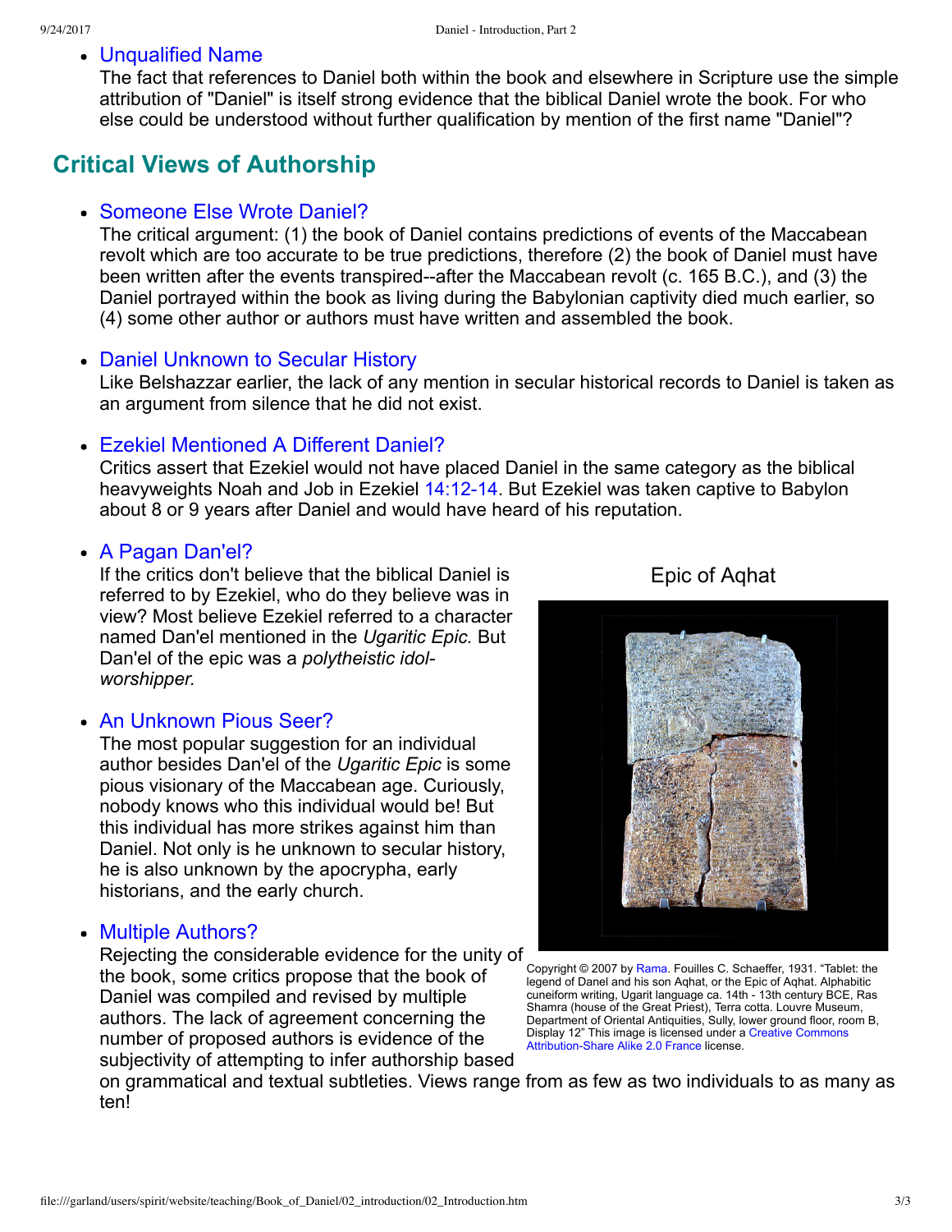- Unqualified Name
  The fact that references to Daniel both within the book and elsewhere in Scripture use the simple attribution of "Daniel" is itself strong evidence that the biblical Daniel wrote the book. For who else could be understood without further qualification by mention of the first name "Daniel"?

## Critical Views of Authorship

- Someone Else Wrote Daniel?
  The critical argument: (1) the book of Daniel contains predictions of events of the Maccabean revolt which are too accurate to be true predictions, therefore (2) the book of Daniel must have been written after the events transpired--after the Maccabean revolt (c. 165 B.C.), and (3) the Daniel portrayed within the book as living during the Babylonian captivity died much earlier, so (4) some other author or authors must have written and assembled the book.

- Daniel Unknown to Secular History
  Like Belshazzar earlier, the lack of any mention in secular historical records to Daniel is taken as an argument from silence that he did not exist.

- Ezekiel Mentioned A Different Daniel?
  Critics assert that Ezekiel would not have placed Daniel in the same category as the biblical heavyweights Noah and Job in Ezekiel 14:12-14. But Ezekiel was taken captive to Babylon about 8 or 9 years after Daniel and would have heard of his reputation.

- A Pagan Dan'el?
  If the critics don't believe that the biblical Daniel is referred to by Ezekiel, who do they believe was in view? Most believe Ezekiel referred to a character named Dan'el mentioned in the *Ugaritic Epic.* But Dan'el of the epic was a *polytheistic idol-worshipper.*

- An Unknown Pious Seer?
  The most popular suggestion for an individual author besides Dan'el of the *Ugaritic Epic* is some pious visionary of the Maccabean age. Curiously, nobody knows who this individual would be! But this individual has more strikes against him than Daniel. Not only is he unknown to secular history, he is also unknown by the apocrypha, early historians, and the early church.

- Multiple Authors?
  Rejecting the considerable evidence for the unity of the book, some critics propose that the book of Daniel was compiled and revised by multiple authors. The lack of agreement concerning the number of proposed authors is evidence of the subjectivity of attempting to infer authorship based on grammatical and textual subtleties. Views range from as few as two individuals to as many as ten!

Epic of Aqhat

Copyright © 2007 by Rama. Fouilles C. Schaeffer, 1931. "Tablet: the legend of Danel and his son Aqhat, or the Epic of Aqhat. Alphabitic cuneiform writing, Ugarit language ca. 14th - 13th century BCE, Ras Shamra (house of the Great Priest), Terra cotta. Louvre Museum, Department of Oriental Antiquities, Sully, lower ground floor, room B, Display 12" This image is licensed under a Creative Commons Attribution-Share Alike 2.0 France license.